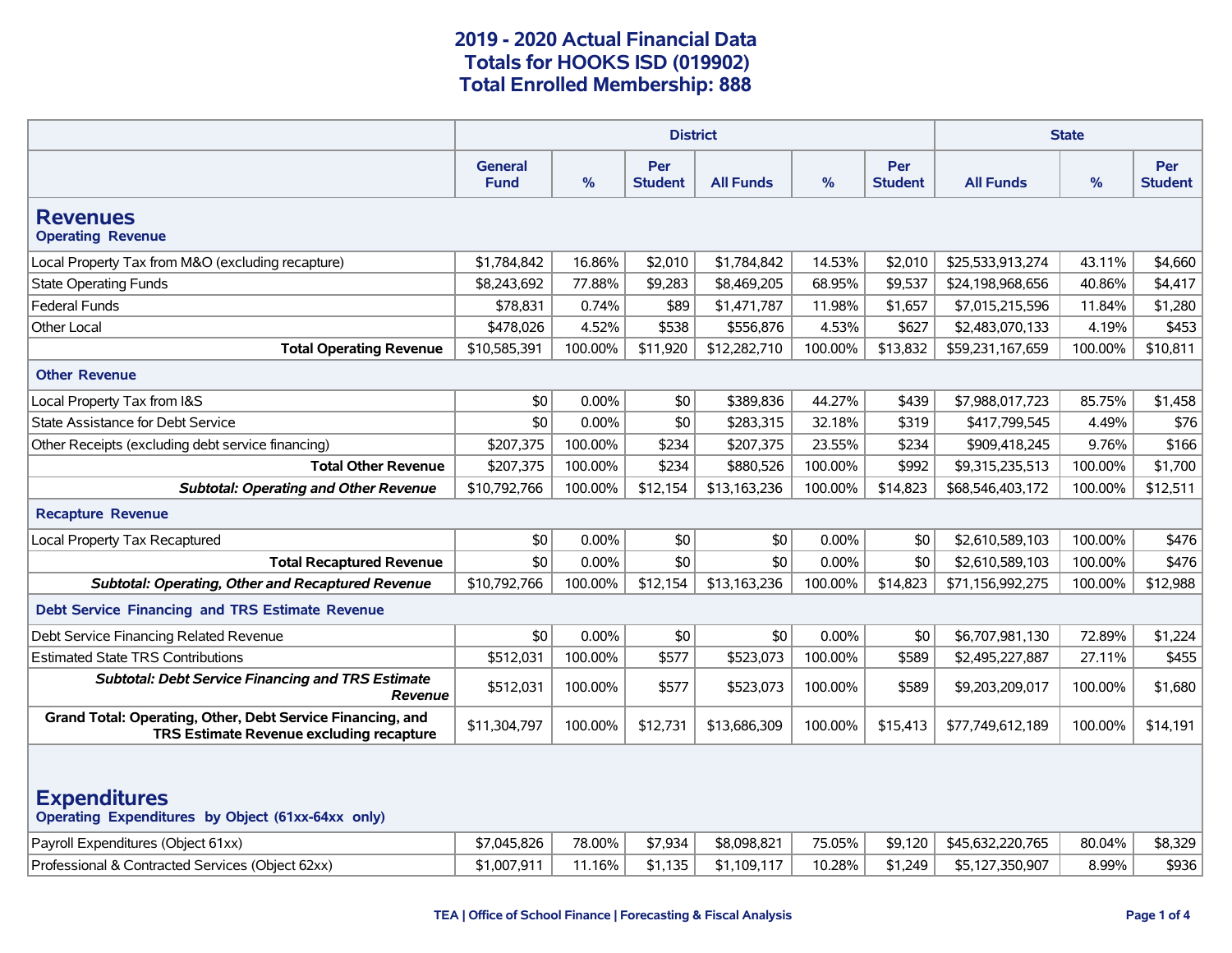# 2019 - 2020 Actual Financial Data
# Totals for HOOKS ISD (019902)
# Total Enrolled Membership: 888

| | District | | | | | | State | | |
|---|---|---|---|---|---|---|---|---|---|
| | General Fund | % | Per Student | All Funds | % | Per Student | All Funds | % | Per Student |
| **Revenues** | | | | | | | | | |
| **Operating Revenue** | | | | | | | | | |
| Local Property Tax from M&O (excluding recapture) | $1,784,842 | 16.86% | $2,010 | $1,784,842 | 14.53% | $2,010 | $25,533,913,274 | 43.11% | $4,660 |
| State Operating Funds | $8,243,692 | 77.88% | $9,283 | $8,469,205 | 68.95% | $9,537 | $24,198,968,656 | 40.86% | $4,417 |
| Federal Funds | $78,831 | 0.74% | $89 | $1,471,787 | 11.98% | $1,657 | $7,015,215,596 | 11.84% | $1,280 |
| Other Local | $478,026 | 4.52% | $538 | $556,876 | 4.53% | $627 | $2,483,070,133 | 4.19% | $453 |
| **Total Operating Revenue** | $10,585,391 | 100.00% | $11,920 | $12,282,710 | 100.00% | $13,832 | $59,231,167,659 | 100.00% | $10,811 |
| **Other Revenue** | | | | | | | | | |
| Local Property Tax from I&S | $0 | 0.00% | $0 | $389,836 | 44.27% | $439 | $7,988,017,723 | 85.75% | $1,458 |
| State Assistance for Debt Service | $0 | 0.00% | $0 | $283,315 | 32.18% | $319 | $417,799,545 | 4.49% | $76 |
| Other Receipts (excluding debt service financing) | $207,375 | 100.00% | $234 | $207,375 | 23.55% | $234 | $909,418,245 | 9.76% | $166 |
| **Total Other Revenue** | $207,375 | 100.00% | $234 | $880,526 | 100.00% | $992 | $9,315,235,513 | 100.00% | $1,700 |
| ***Subtotal: Operating and Other Revenue*** | $10,792,766 | 100.00% | $12,154 | $13,163,236 | 100.00% | $14,823 | $68,546,403,172 | 100.00% | $12,511 |
| **Recapture Revenue** | | | | | | | | | |
| Local Property Tax Recaptured | $0 | 0.00% | $0 | $0 | 0.00% | $0 | $2,610,589,103 | 100.00% | $476 |
| **Total Recaptured Revenue** | $0 | 0.00% | $0 | $0 | 0.00% | $0 | $2,610,589,103 | 100.00% | $476 |
| ***Subtotal: Operating, Other and Recaptured Revenue*** | $10,792,766 | 100.00% | $12,154 | $13,163,236 | 100.00% | $14,823 | $71,156,992,275 | 100.00% | $12,988 |
| **Debt Service Financing and TRS Estimate Revenue** | | | | | | | | | |
| Debt Service Financing Related Revenue | $0 | 0.00% | $0 | $0 | 0.00% | $0 | $6,707,981,130 | 72.89% | $1,224 |
| Estimated State TRS Contributions | $512,031 | 100.00% | $577 | $523,073 | 100.00% | $589 | $2,495,227,887 | 27.11% | $455 |
| ***Subtotal: Debt Service Financing and TRS Estimate Revenue*** | $512,031 | 100.00% | $577 | $523,073 | 100.00% | $589 | $9,203,209,017 | 100.00% | $1,680 |
| **Grand Total: Operating, Other, Debt Service Financing, and TRS Estimate Revenue excluding recapture** | $11,304,797 | 100.00% | $12,731 | $13,686,309 | 100.00% | $15,413 | $77,749,612,189 | 100.00% | $14,191 |
| **Expenditures** | | | | | | | | | |
| **Operating Expenditures by Object (61xx-64xx only)** | | | | | | | | | |
| Payroll Expenditures (Object 61xx) | $7,045,826 | 78.00% | $7,934 | $8,098,821 | 75.05% | $9,120 | $45,632,220,765 | 80.04% | $8,329 |
| Professional & Contracted Services (Object 62xx) | $1,007,911 | 11.16% | $1,135 | $1,109,117 | 10.28% | $1,249 | $5,127,350,907 | 8.99% | $936 |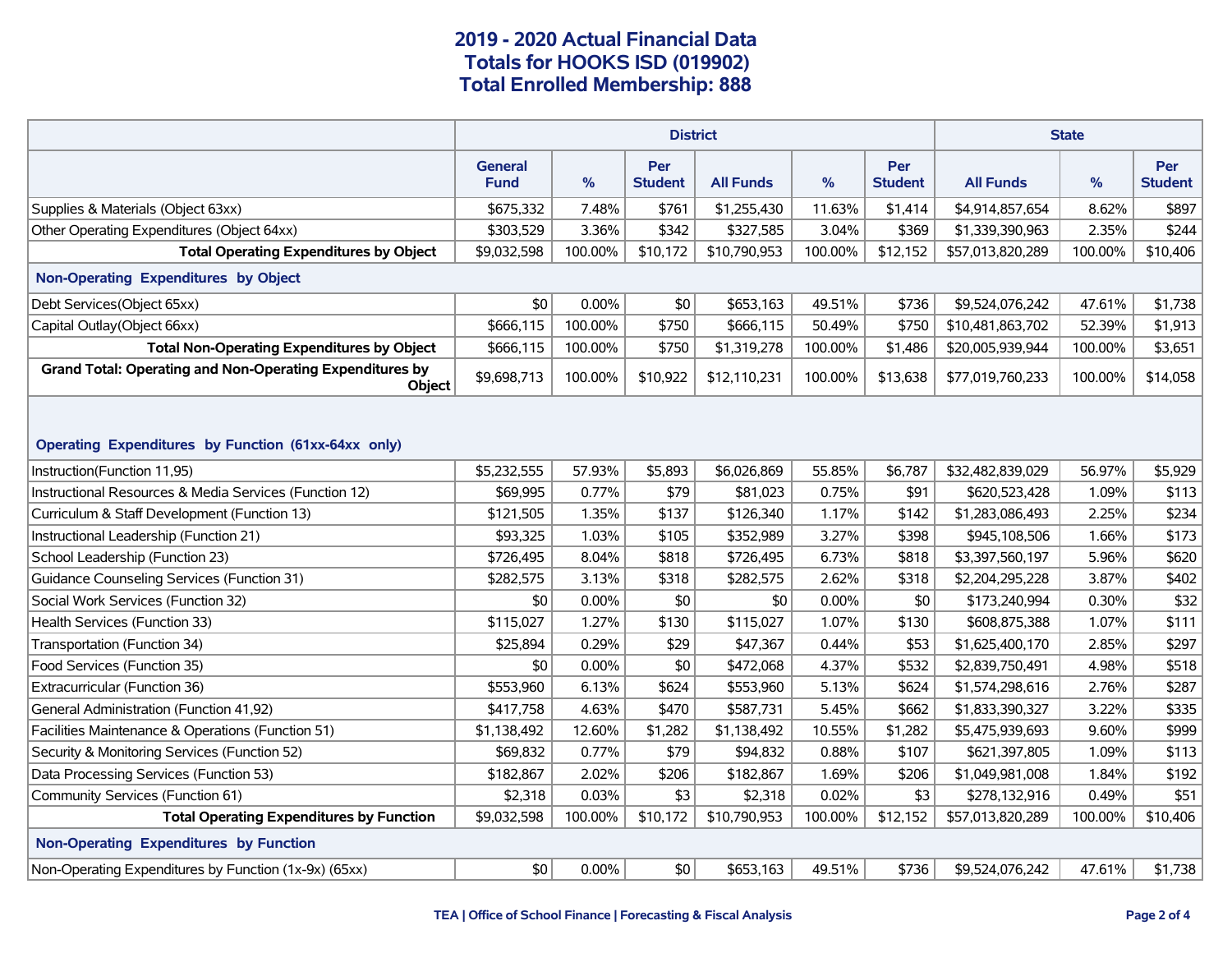# 2019 - 2020 Actual Financial Data
## Totals for HOOKS ISD (019902)
## Total Enrolled Membership: 888

| | District | | | | | | State | | |
|---|---|---|---|---|---|---|---|---|---|
| | General Fund | % | Per Student | All Funds | % | Per Student | All Funds | % | Per Student |
| Supplies & Materials (Object 63xx) | $675,332 | 7.48% | $761 | $1,255,430 | 11.63% | $1,414 | $4,914,857,654 | 8.62% | $897 |
| Other Operating Expenditures (Object 64xx) | $303,529 | 3.36% | $342 | $327,585 | 3.04% | $369 | $1,339,390,963 | 2.35% | $244 |
| **Total Operating Expenditures by Object** | $9,032,598 | 100.00% | $10,172 | $10,790,953 | 100.00% | $12,152 | $57,013,820,289 | 100.00% | $10,406 |
| **Non-Operating Expenditures by Object** | | | | | | | | | |
| Debt Services(Object 65xx) | $0 | 0.00% | $0 | $653,163 | 49.51% | $736 | $9,524,076,242 | 47.61% | $1,738 |
| Capital Outlay(Object 66xx) | $666,115 | 100.00% | $750 | $666,115 | 50.49% | $750 | $10,481,863,702 | 52.39% | $1,913 |
| **Total Non-Operating Expenditures by Object** | $666,115 | 100.00% | $750 | $1,319,278 | 100.00% | $1,486 | $20,005,939,944 | 100.00% | $3,651 |
| **Grand Total: Operating and Non-Operating Expenditures by Object** | $9,698,713 | 100.00% | $10,922 | $12,110,231 | 100.00% | $13,638 | $77,019,760,233 | 100.00% | $14,058 |
| **Operating Expenditures by Function (61xx-64xx only)** | | | | | | | | | |
| Instruction(Function 11,95) | $5,232,555 | 57.93% | $5,893 | $6,026,869 | 55.85% | $6,787 | $32,482,839,029 | 56.97% | $5,929 |
| Instructional Resources & Media Services (Function 12) | $69,995 | 0.77% | $79 | $81,023 | 0.75% | $91 | $620,523,428 | 1.09% | $113 |
| Curriculum & Staff Development (Function 13) | $121,505 | 1.35% | $137 | $126,340 | 1.17% | $142 | $1,283,086,493 | 2.25% | $234 |
| Instructional Leadership (Function 21) | $93,325 | 1.03% | $105 | $352,989 | 3.27% | $398 | $945,108,506 | 1.66% | $173 |
| School Leadership (Function 23) | $726,495 | 8.04% | $818 | $726,495 | 6.73% | $818 | $3,397,560,197 | 5.96% | $620 |
| Guidance Counseling Services (Function 31) | $282,575 | 3.13% | $318 | $282,575 | 2.62% | $318 | $2,204,295,228 | 3.87% | $402 |
| Social Work Services (Function 32) | $0 | 0.00% | $0 | $0 | 0.00% | $0 | $173,240,994 | 0.30% | $32 |
| Health Services (Function 33) | $115,027 | 1.27% | $130 | $115,027 | 1.07% | $130 | $608,875,388 | 1.07% | $111 |
| Transportation (Function 34) | $25,894 | 0.29% | $29 | $47,367 | 0.44% | $53 | $1,625,400,170 | 2.85% | $297 |
| Food Services (Function 35) | $0 | 0.00% | $0 | $472,068 | 4.37% | $532 | $2,839,750,491 | 4.98% | $518 |
| Extracurricular (Function 36) | $553,960 | 6.13% | $624 | $553,960 | 5.13% | $624 | $1,574,298,616 | 2.76% | $287 |
| General Administration (Function 41,92) | $417,758 | 4.63% | $470 | $587,731 | 5.45% | $662 | $1,833,390,327 | 3.22% | $335 |
| Facilities Maintenance & Operations (Function 51) | $1,138,492 | 12.60% | $1,282 | $1,138,492 | 10.55% | $1,282 | $5,475,939,693 | 9.60% | $999 |
| Security & Monitoring Services (Function 52) | $69,832 | 0.77% | $79 | $94,832 | 0.88% | $107 | $621,397,805 | 1.09% | $113 |
| Data Processing Services (Function 53) | $182,867 | 2.02% | $206 | $182,867 | 1.69% | $206 | $1,049,981,008 | 1.84% | $192 |
| Community Services (Function 61) | $2,318 | 0.03% | $3 | $2,318 | 0.02% | $3 | $278,132,916 | 0.49% | $51 |
| **Total Operating Expenditures by Function** | $9,032,598 | 100.00% | $10,172 | $10,790,953 | 100.00% | $12,152 | $57,013,820,289 | 100.00% | $10,406 |
| **Non-Operating Expenditures by Function** | | | | | | | | | |
| Non-Operating Expenditures by Function (1x-9x) (65xx) | $0 | 0.00% | $0 | $653,163 | 49.51% | $736 | $9,524,076,242 | 47.61% | $1,738 |

TEA | Office of School Finance | Forecasting & Fiscal Analysis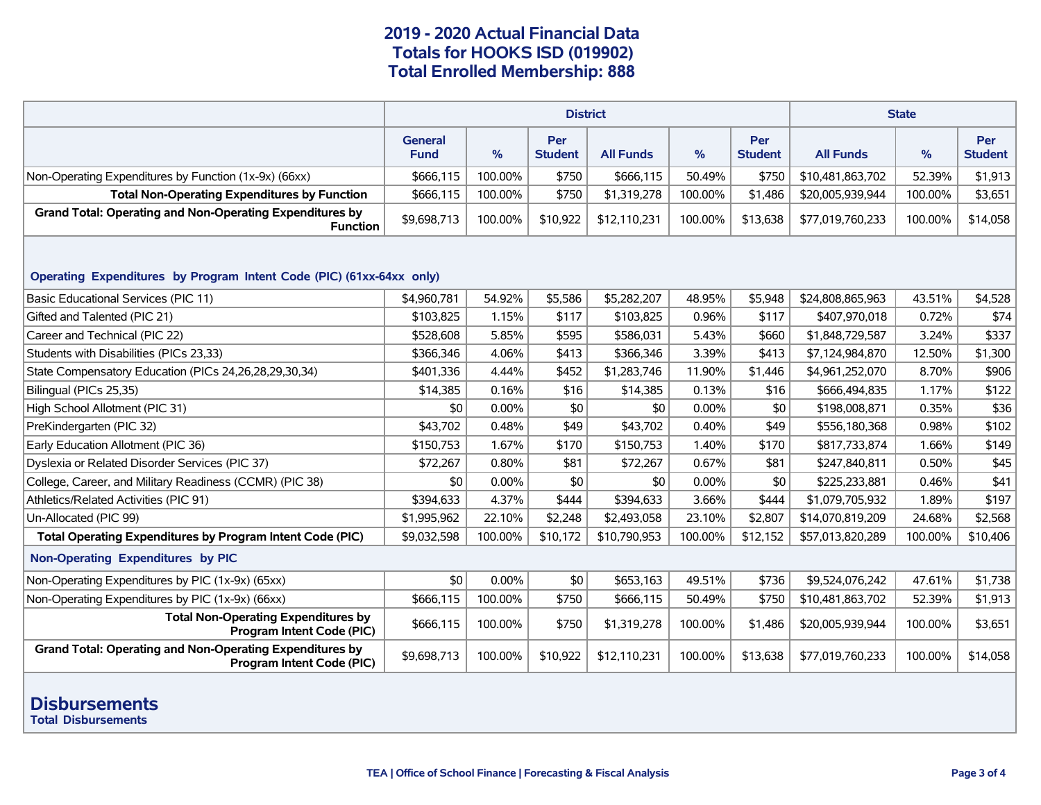# 2019 - 2020 Actual Financial Data
## Totals for HOOKS ISD (019902)
## Total Enrolled Membership: 888

| | District | | | | | | State | | |
|---|---|---|---|---|---|---|---|---|---|
| | General Fund | % | Per Student | All Funds | % | Per Student | All Funds | % | Per Student |
| Non-Operating Expenditures by Function (1x-9x) (66xx) | $666,115 | 100.00% | $750 | $666,115 | 50.49% | $750 | $10,481,863,702 | 52.39% | $1,913 |
| **Total Non-Operating Expenditures by Function** | $666,115 | 100.00% | $750 | $1,319,278 | 100.00% | $1,486 | $20,005,939,944 | 100.00% | $3,651 |
| **Grand Total: Operating and Non-Operating Expenditures by Function** | $9,698,713 | 100.00% | $10,922 | $12,110,231 | 100.00% | $13,638 | $77,019,760,233 | 100.00% | $14,058 |
| **Operating Expenditures by Program Intent Code (PIC) (61xx-64xx only)** | | | | | | | | | |
| Basic Educational Services (PIC 11) | $4,960,781 | 54.92% | $5,586 | $5,282,207 | 48.95% | $5,948 | $24,808,865,963 | 43.51% | $4,528 |
| Gifted and Talented (PIC 21) | $103,825 | 1.15% | $117 | $103,825 | 0.96% | $117 | $407,970,018 | 0.72% | $74 |
| Career and Technical (PIC 22) | $528,608 | 5.85% | $595 | $586,031 | 5.43% | $660 | $1,848,729,587 | 3.24% | $337 |
| Students with Disabilities (PICs 23,33) | $366,346 | 4.06% | $413 | $366,346 | 3.39% | $413 | $7,124,984,870 | 12.50% | $1,300 |
| State Compensatory Education (PICs 24,26,28,29,30,34) | $401,336 | 4.44% | $452 | $1,283,746 | 11.90% | $1,446 | $4,961,252,070 | 8.70% | $906 |
| Bilingual (PICs 25,35) | $14,385 | 0.16% | $16 | $14,385 | 0.13% | $16 | $666,494,835 | 1.17% | $122 |
| High School Allotment (PIC 31) | $0 | 0.00% | $0 | $0 | 0.00% | $0 | $198,008,871 | 0.35% | $36 |
| PreKindergarten (PIC 32) | $43,702 | 0.48% | $49 | $43,702 | 0.40% | $49 | $556,180,368 | 0.98% | $102 |
| Early Education Allotment (PIC 36) | $150,753 | 1.67% | $170 | $150,753 | 1.40% | $170 | $817,733,874 | 1.66% | $149 |
| Dyslexia or Related Disorder Services (PIC 37) | $72,267 | 0.80% | $81 | $72,267 | 0.67% | $81 | $247,840,811 | 0.50% | $45 |
| College, Career, and Military Readiness (CCMR) (PIC 38) | $0 | 0.00% | $0 | $0 | 0.00% | $0 | $225,233,881 | 0.46% | $41 |
| Athletics/Related Activities (PIC 91) | $394,633 | 4.37% | $444 | $394,633 | 3.66% | $444 | $1,079,705,932 | 1.89% | $197 |
| Un-Allocated (PIC 99) | $1,995,962 | 22.10% | $2,248 | $2,493,058 | 23.10% | $2,807 | $14,070,819,209 | 24.68% | $2,568 |
| **Total Operating Expenditures by Program Intent Code (PIC)** | $9,032,598 | 100.00% | $10,172 | $10,790,953 | 100.00% | $12,152 | $57,013,820,289 | 100.00% | $10,406 |
| **Non-Operating Expenditures by PIC** | | | | | | | | | |
| Non-Operating Expenditures by PIC (1x-9x) (65xx) | $0 | 0.00% | $0 | $653,163 | 49.51% | $736 | $9,524,076,242 | 47.61% | $1,738 |
| Non-Operating Expenditures by PIC (1x-9x) (66xx) | $666,115 | 100.00% | $750 | $666,115 | 50.49% | $750 | $10,481,863,702 | 52.39% | $1,913 |
| **Total Non-Operating Expenditures by Program Intent Code (PIC)** | $666,115 | 100.00% | $750 | $1,319,278 | 100.00% | $1,486 | $20,005,939,944 | 100.00% | $3,651 |
| **Grand Total: Operating and Non-Operating Expenditures by Program Intent Code (PIC)** | $9,698,713 | 100.00% | $10,922 | $12,110,231 | 100.00% | $13,638 | $77,019,760,233 | 100.00% | $14,058 |

## Disbursements

**Total Disbursements**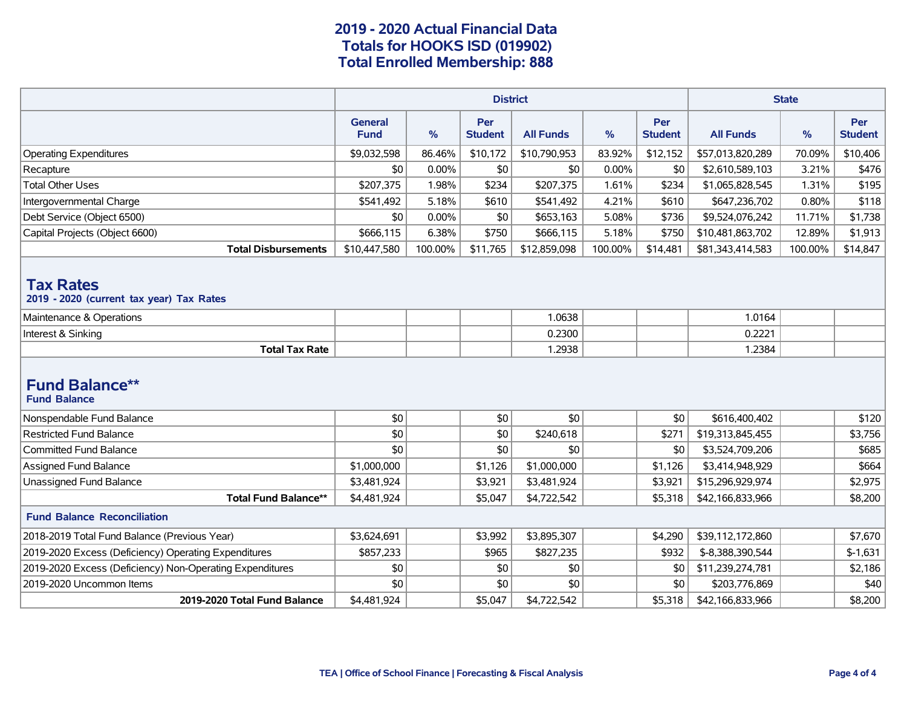# 2019 - 2020 Actual Financial Data
## Totals for HOOKS ISD (019902)
## Total Enrolled Membership: 888

| | District | | | | | | State | | |
|---|---|---|---|---|---|---|---|---|---|
| | General Fund | % | Per Student | All Funds | % | Per Student | All Funds | % | Per Student |
| Operating Expenditures | $9,032,598 | 86.46% | $10,172 | $10,790,953 | 83.92% | $12,152 | $57,013,820,289 | 70.09% | $10,406 |
| Recapture | $0 | 0.00% | $0 | $0 | 0.00% | $0 | $2,610,589,103 | 3.21% | $476 |
| Total Other Uses | $207,375 | 1.98% | $234 | $207,375 | 1.61% | $234 | $1,065,828,545 | 1.31% | $195 |
| Intergovernmental Charge | $541,492 | 5.18% | $610 | $541,492 | 4.21% | $610 | $647,236,702 | 0.80% | $118 |
| Debt Service (Object 6500) | $0 | 0.00% | $0 | $653,163 | 5.08% | $736 | $9,524,076,242 | 11.71% | $1,738 |
| Capital Projects (Object 6600) | $666,115 | 6.38% | $750 | $666,115 | 5.18% | $750 | $10,481,863,702 | 12.89% | $1,913 |
| **Total Disbursements** | $10,447,580 | 100.00% | $11,765 | $12,859,098 | 100.00% | $14,481 | $81,343,414,583 | 100.00% | $14,847 |

## Tax Rates

**2019 - 2020 (current tax year) Tax Rates**

| | | | | District | | | State | | |
|---|---|---|---|---|---|---|---|---|---|
| Maintenance & Operations | | | | 1.0638 | | | 1.0164 | | |
| Interest & Sinking | | | | 0.2300 | | | 0.2221 | | |
| **Total Tax Rate** | | | | 1.2938 | | | 1.2384 | | |

## Fund Balance**

**Fund Balance**

| | General Fund | % | Per Student | All Funds | % | Per Student | All Funds | % | Per Student |
|---|---|---|---|---|---|---|---|---|---|
| Nonspendable Fund Balance | $0 | | $0 | $0 | | $0 | $616,400,402 | | $120 |
| Restricted Fund Balance | $0 | | $0 | $240,618 | | $271 | $19,313,845,455 | | $3,756 |
| Committed Fund Balance | $0 | | $0 | $0 | | $0 | $3,524,709,206 | | $685 |
| Assigned Fund Balance | $1,000,000 | | $1,126 | $1,000,000 | | $1,126 | $3,414,948,929 | | $664 |
| Unassigned Fund Balance | $3,481,924 | | $3,921 | $3,481,924 | | $3,921 | $15,296,929,974 | | $2,975 |
| **Total Fund Balance**** | $4,481,924 | | $5,047 | $4,722,542 | | $5,318 | $42,166,833,966 | | $8,200 |
| **Fund Balance Reconciliation** | | | | | | | | | |
| 2018-2019 Total Fund Balance (Previous Year) | $3,624,691 | | $3,992 | $3,895,307 | | $4,290 | $39,112,172,860 | | $7,670 |
| 2019-2020 Excess (Deficiency) Operating Expenditures | $857,233 | | $965 | $827,235 | | $932 | $-8,388,390,544 | | $-1,631 |
| 2019-2020 Excess (Deficiency) Non-Operating Expenditures | $0 | | $0 | $0 | | $0 | $11,239,274,781 | | $2,186 |
| 2019-2020 Uncommon Items | $0 | | $0 | $0 | | $0 | $203,776,869 | | $40 |
| **2019-2020 Total Fund Balance** | $4,481,924 | | $5,047 | $4,722,542 | | $5,318 | $42,166,833,966 | | $8,200 |

TEA | Office of School Finance | Forecasting & Fiscal Analysis